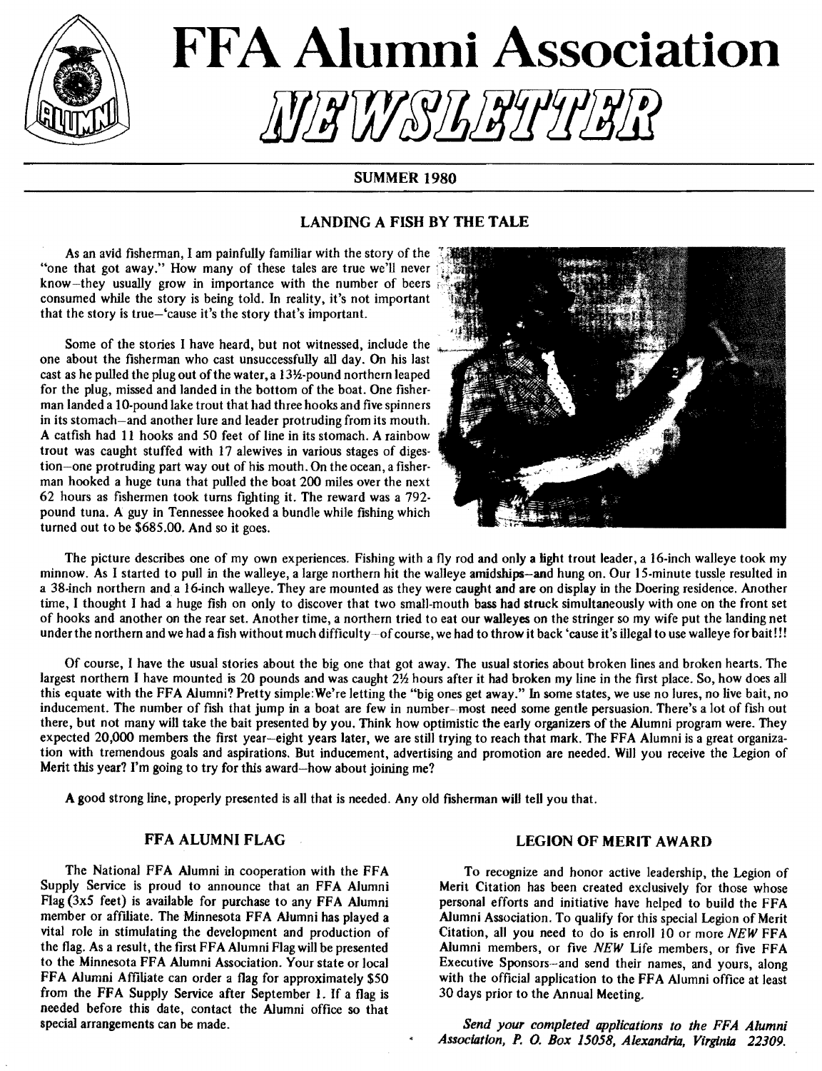# FFA Alumni Association

# NEWSLETTER

**SUMMER 1980**

## LANDING A FISH BY THE TALE

As an avid fisherman, I am painfully familiar with the story of the "one that got away." How many of these tales are true we'll never know—they usually grow in importance with the number of beers consumed while the story is being told. In reality, it's not important that the story is true—'cause it's the story that's important.

Some of the stories I have heard, but not witnessed, include the one about the fisherman who cast unsuccessfully all day. On his last cast as he pulled the plug out of the water, a 13½-pound northern leaped for the plug, missed and landed in the bottom of the boat. One fisherman landed a 10-pound lake trout that had three hooks and five spinners in its stomach—and another lure and leader protruding from its mouth. A catfish had 11 hooks and 50 feet of line in its stomach. A rainbow trout was caught stuffed with 17 alewives in various stages of digestion—one protruding part way out of his mouth. On the ocean, a fisherman hooked a huge tuna that pulled the boat 200 miles over the next 62 hours as fishermen took turns fighting it. The reward was a 792-pound tuna. A guy in Tennessee hooked a bundle while fishing which turned out to be $685.00. And so it goes.

The picture describes one of my own experiences. Fishing with a fly rod and only a light trout leader, a 16-inch walleye took my minnow. As I started to pull in the walleye, a large northern hit the walleye amidships—and hung on. Our 15-minute tussle resulted in a 38-inch northern and a 16-inch walleye. They are mounted as they were caught and are on display in the Doering residence. Another time, I thought I had a huge fish on only to discover that two small-mouth bass had struck simultaneously with one on the front set of hooks and another on the rear set. Another time, a northern tried to eat our walleyes on the stringer so my wife put the landing net under the northern and we had a fish without much difficulty—of course, we had to throw it back 'cause it's illegal to use walleye for bait!!!

Of course, I have the usual stories about the big one that got away. The usual stories about broken lines and broken hearts. The largest northern I have mounted is 20 pounds and was caught 2½ hours after it had broken my line in the first place. So, how does all this equate with the FFA Alumni? Pretty simple: We're letting the "big ones get away." In some states, we use no lures, no live bait, no inducement. The number of fish that jump in a boat are few in number—most need some gentle persuasion. There's a lot of fish out there, but not many will take the bait presented by you. Think how optimistic the early organizers of the Alumni program were. They expected 20,000 members the first year—eight years later, we are still trying to reach that mark. The FFA Alumni is a great organization with tremendous goals and aspirations. But inducement, advertising and promotion are needed. Will you receive the Legion of Merit this year? I'm going to try for this award—how about joining me?

**A good strong line, properly presented is all that is needed. Any old fisherman will tell you that.**

## FFA ALUMNI FLAG

The National FFA Alumni in cooperation with the FFA Supply Service is proud to announce that an FFA Alumni Flag (3x5 feet) is available for purchase to any FFA Alumni member or affiliate. The Minnesota FFA Alumni has played a vital role in stimulating the development and production of the flag. As a result, the first FFA Alumni Flag will be presented to the Minnesota FFA Alumni Association. Your state or local FFA Alumni Affiliate can order a flag for approximately $50 from the FFA Supply Service after September 1. If a flag is needed before this date, contact the Alumni office so that special arrangements can be made.

## LEGION OF MERIT AWARD

To recognize and honor active leadership, the Legion of Merit Citation has been created exclusively for those whose personal efforts and initiative have helped to build the FFA Alumni Association. To qualify for this special Legion of Merit Citation, all you need to do is enroll 10 or more *NEW* FFA Alumni members, or five *NEW* Life members, or five FFA Executive Sponsors—and send their names, and yours, along with the official application to the FFA Alumni office at least 30 days prior to the Annual Meeting.

***Send your completed applications to the FFA Alumni Association, P. O. Box 15058, Alexandria, Virginia 22309.***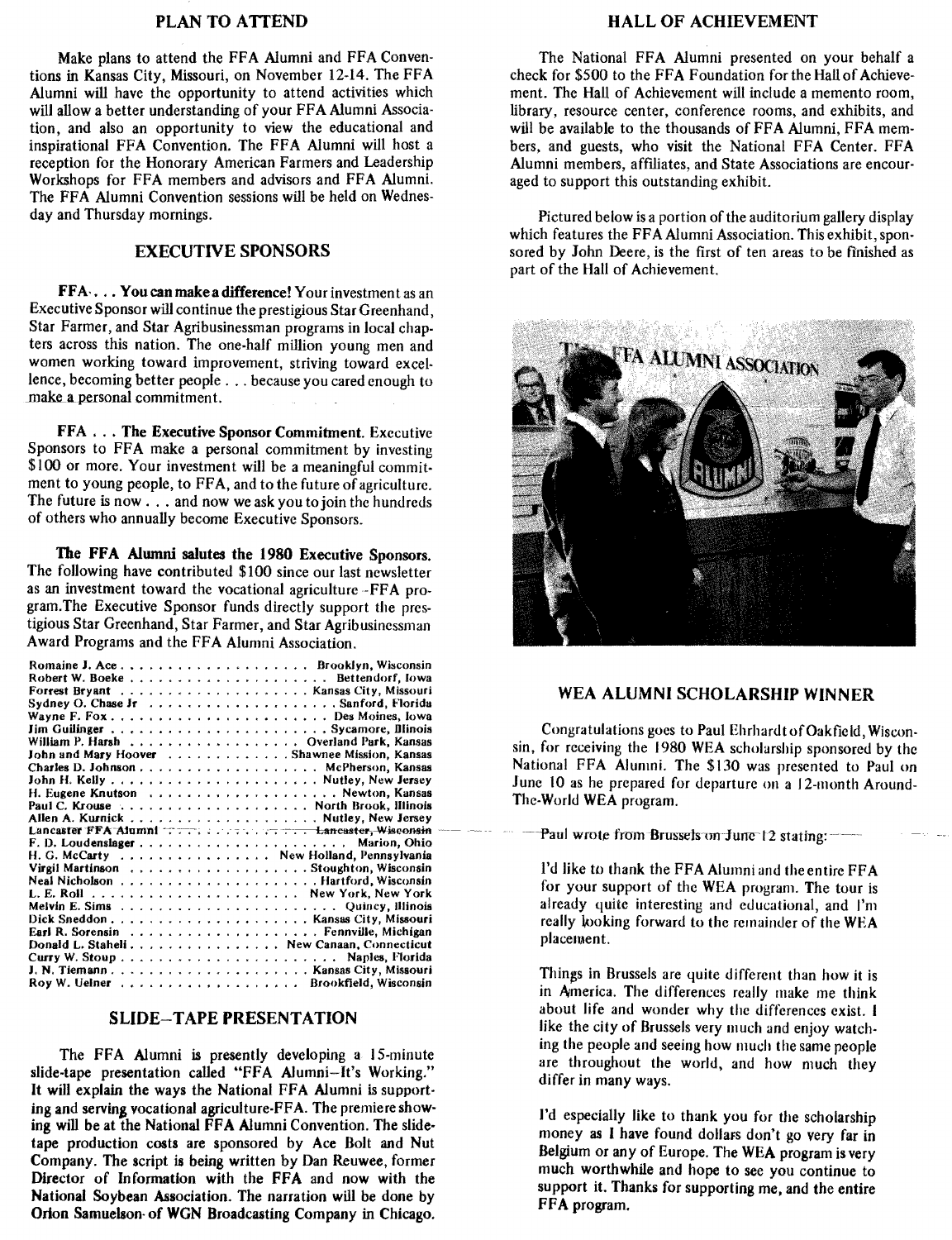## PLAN TO ATTEND

Make plans to attend the FFA Alumni and FFA Conventions in Kansas City, Missouri, on November 12-14. The FFA Alumni will have the opportunity to attend activities which will allow a better understanding of your FFA Alumni Association, and also an opportunity to view the educational and inspirational FFA Convention. The FFA Alumni will host a reception for the Honorary American Farmers and Leadership Workshops for FFA members and advisors and FFA Alumni. The FFA Alumni Convention sessions will be held on Wednesday and Thursday mornings.

## EXECUTIVE SPONSORS

**FFA . . . You can make a difference!** Your investment as an Executive Sponsor will continue the prestigious Star Greenhand, Star Farmer, and Star Agribusinessman programs in local chapters across this nation. The one-half million young men and women working toward improvement, striving toward excellence, becoming better people . . . because you cared enough to make a personal commitment.

**FFA . . . The Executive Sponsor Commitment.** Executive Sponsors to FFA make a personal commitment by investing $100 or more. Your investment will be a meaningful commitment to young people, to FFA, and to the future of agriculture. The future is now . . . and now we ask you to join the hundreds of others who annually become Executive Sponsors.

**The FFA Alumni salutes the 1980 Executive Sponsors.** The following have contributed $100 since our last newsletter as an investment toward the vocational agriculture-FFA program. The Executive Sponsor funds directly support the prestigious Star Greenhand, Star Farmer, and Star Agribusinessman Award Programs and the FFA Alumni Association.

| Name | Location |
|---|---|
| Romaine J. Ace | Brooklyn, Wisconsin |
| Robert W. Boeke | Bettendorf, Iowa |
| Forrest Bryant | Kansas City, Missouri |
| Sydney O. Chase Jr | Sanford, Florida |
| Wayne F. Fox | Des Moines, Iowa |
| Jim Guilinger | Sycamore, Illinois |
| William P. Harsh | Overland Park, Kansas |
| John and Mary Hoover | Shawnee Mission, Kansas |
| Charles D. Johnson | McPherson, Kansas |
| John H. Kelly | Nutley, New Jersey |
| H. Eugene Knutson | Newton, Kansas |
| Paul C. Krouse | North Brook, Illinois |
| Allen A. Kurnick | Nutley, New Jersey |
| Lancaster FFA Alumni | Lancaster, Wisconsin |
| F. D. Loudenslager | Marion, Ohio |
| H. G. McCarty | New Holland, Pennsylvania |
| Virgil Martinson | Stoughton, Wisconsin |
| Neal Nicholson | Hartford, Wisconsin |
| L. E. Roll | New York, New York |
| Melvin E. Sims | Quincy, Illinois |
| Dick Sneddon | Kansas City, Missouri |
| Earl R. Sorensin | Fennville, Michigan |
| Donald L. Staheli | New Canaan, Connecticut |
| Curry W. Stoup | Naples, Florida |
| J. N. Tiemann | Kansas City, Missouri |
| Roy W. Uelner | Brookfield, Wisconsin |

## SLIDE–TAPE PRESENTATION

The FFA Alumni is presently developing a 15-minute slide-tape presentation called "FFA Alumni–It's Working." It will explain the ways the National FFA Alumni is supporting and serving vocational agriculture-FFA. The premiere showing will be at the National FFA Alumni Convention. The slide-tape production costs are sponsored by Ace Bolt and Nut Company. The script is being written by Dan Reuwee, former Director of Information with the FFA and now with the National Soybean Association. The narration will be done by Orion Samuelson of WGN Broadcasting Company in Chicago.

## HALL OF ACHIEVEMENT

The National FFA Alumni presented on your behalf a check for $500 to the FFA Foundation for the Hall of Achievement. The Hall of Achievement will include a memento room, library, resource center, conference rooms, and exhibits, and will be available to the thousands of FFA Alumni, FFA members, and guests, who visit the National FFA Center. FFA Alumni members, affiliates, and State Associations are encouraged to support this outstanding exhibit.

Pictured below is a portion of the auditorium gallery display which features the FFA Alumni Association. This exhibit, sponsored by John Deere, is the first of ten areas to be finished as part of the Hall of Achievement.

## WEA ALUMNI SCHOLARSHIP WINNER

Congratulations goes to Paul Ehrhardt of Oakfield, Wisconsin, for receiving the 1980 WEA scholarship sponsored by the National FFA Alumni. The $130 was presented to Paul on June 10 as he prepared for departure on a 12-month Around-The-World WEA program.

Paul wrote from Brussels on June 12 stating:

> I'd like to thank the FFA Alumni and the entire FFA for your support of the WEA program. The tour is already quite interesting and educational, and I'm really looking forward to the remainder of the WEA placement.
>
> Things in Brussels are quite different than how it is in America. The differences really make me think about life and wonder why the differences exist. I like the city of Brussels very much and enjoy watching the people and seeing how much the same people are throughout the world, and how much they differ in many ways.
>
> I'd especially like to thank you for the scholarship money as I have found dollars don't go very far in Belgium or any of Europe. The WEA program is very much worthwhile and hope to see you continue to support it. Thanks for supporting me, and the entire FFA program.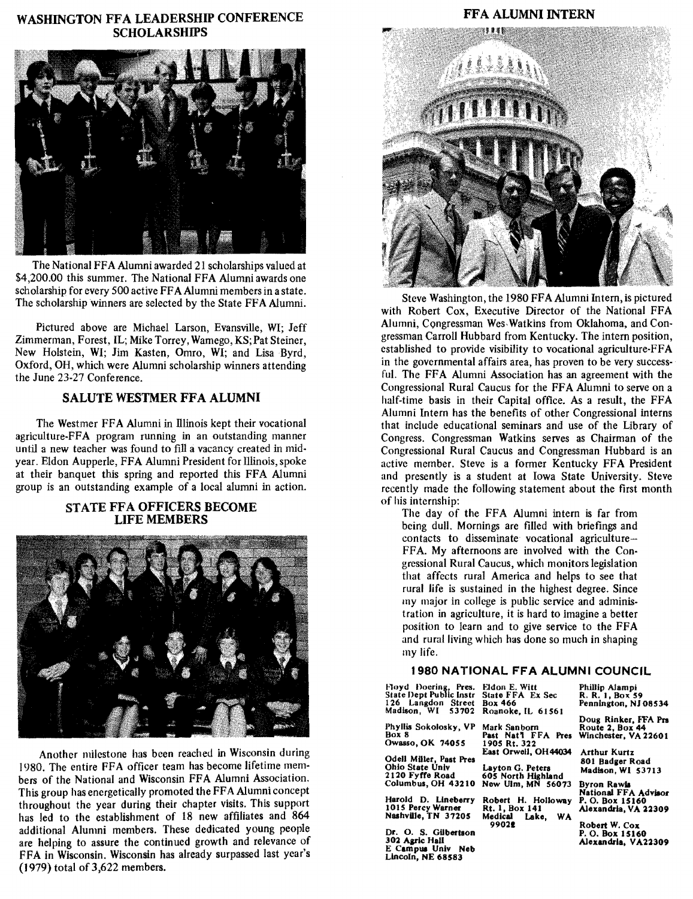## WASHINGTON FFA LEADERSHIP CONFERENCE SCHOLARSHIPS

The National FFA Alumni awarded 21 scholarships valued at $4,200.00 this summer. The National FFA Alumni awards one scholarship for every 500 active FFA Alumni members in a state. The scholarship winners are selected by the State FFA Alumni.

Pictured above are Michael Larson, Evansville, WI; Jeff Zimmerman, Forest, IL; Mike Torrey, Wamego, KS; Pat Steiner, New Holstein, WI; Jim Kasten, Omro, WI; and Lisa Byrd, Oxford, OH, which were Alumni scholarship winners attending the June 23-27 Conference.

## SALUTE WESTMER FFA ALUMNI

The Westmer FFA Alumni in Illinois kept their vocational agriculture-FFA program running in an outstanding manner until a new teacher was found to fill a vacancy created in mid-year. Eldon Aupperle, FFA Alumni President for Illinois, spoke at their banquet this spring and reported this FFA Alumni group is an outstanding example of a local alumni in action.

## STATE FFA OFFICERS BECOME LIFE MEMBERS

Another milestone has been reached in Wisconsin during 1980. The entire FFA officer team has become lifetime members of the National and Wisconsin FFA Alumni Association. This group has energetically promoted the FFA Alumni concept throughout the year during their chapter visits. This support has led to the establishment of 18 new affiliates and 864 additional Alumni members. These dedicated young people are helping to assure the continued growth and relevance of FFA in Wisconsin. Wisconsin has already surpassed last year's (1979) total of 3,622 members.

## FFA ALUMNI INTERN

Steve Washington, the 1980 FFA Alumni Intern, is pictured with Robert Cox, Executive Director of the National FFA Alumni, Congressman Wes Watkins from Oklahoma, and Congressman Carroll Hubbard from Kentucky. The intern position, established to provide visibility to vocational agriculture-FFA in the governmental affairs area, has proven to be very successful. The FFA Alumni Association has an agreement with the Congressional Rural Caucus for the FFA Alumni to serve on a half-time basis in their Capital office. As a result, the FFA Alumni Intern has the benefits of other Congressional interns that include educational seminars and use of the Library of Congress. Congressman Watkins serves as Chairman of the Congressional Rural Caucus and Congressman Hubbard is an active member. Steve is a former Kentucky FFA President and presently is a student at Iowa State University. Steve recently made the following statement about the first month of his internship:

> The day of the FFA Alumni intern is far from being dull. Mornings are filled with briefings and contacts to disseminate vocational agriculture-FFA. My afternoons are involved with the Congressional Rural Caucus, which monitors legislation that affects rural America and helps to see that rural life is sustained in the highest degree. Since my major in college is public service and administration in agriculture, it is hard to imagine a better position to learn and to give service to the FFA and rural living which has done so much in shaping my life.

### 1980 NATIONAL FFA ALUMNI COUNCIL

**Floyd Doering, Pres.**
State Dept Public Instr
126 Langdon Street
Madison, WI 53702

**Phyllis Sokolosky, VP**
Box 8
Owasso, OK 74055

**Odell Miller, Past Pres**
Ohio State Univ
2120 Fyffe Road
Columbus, OH 43210

**Harold D. Lineberry**
1015 Percy Warner
Nashville, TN 37205

**Dr. O. S. Gilbertson**
302 Agric Hall
E Campus Univ Neb
Lincoln, NE 68583

**Eldon E. Witt**
State FFA Ex Sec
Box 466
Roanoke, IL 61561

**Mark Sanborn**
Past Nat'l FFA Pres
1905 Rt. 322
East Orwell, OH 44034

**Layton G. Peters**
605 North Highland
New Ulm, MN 56073

**Robert H. Holloway**
Rt. 1, Box 141
Medical Lake, WA 99022

**Phillip Alampi**
R. R. 1, Box 59
Pennington, NJ 08534

**Doug Rinker, FFA Prs**
Route 2, Box 44
Winchester, VA 22601

**Arthur Kurtz**
801 Badger Road
Madison, WI 53713

**Byron Rawls**
National FFA Advisor
P. O. Box 15160
Alexandria, VA 22309

**Robert W. Cox**
P. O. Box 15160
Alexandria, VA 22309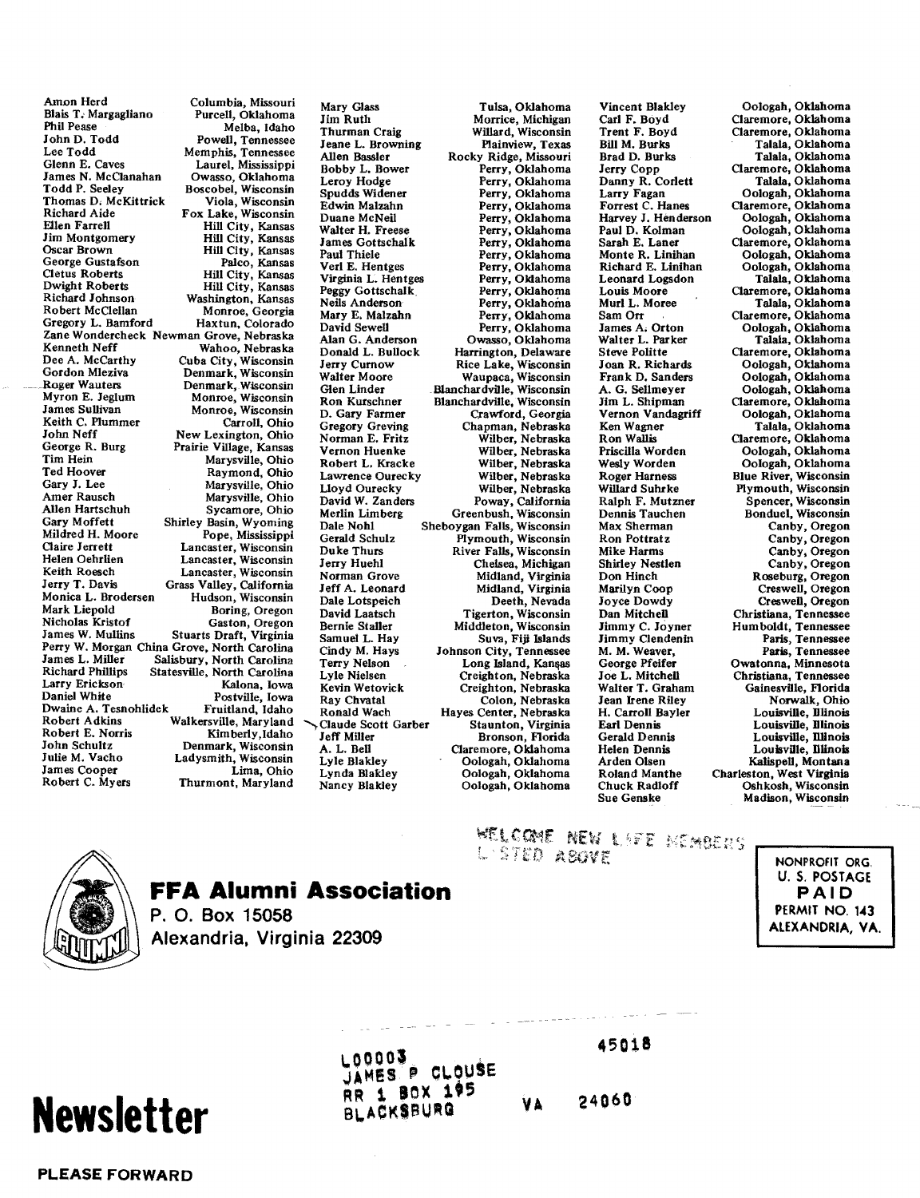| | |
|---|---|
| Amon Herd | Columbia, Missouri |
| Blais T. Margagliano | Purcell, Oklahoma |
| Phil Pease | Melba, Idaho |
| John D. Todd | Powell, Tennessee |
| Lee Todd | Memphis, Tennessee |
| Glenn E. Caves | Laurel, Mississippi |
| James N. McClanahan | Owasso, Oklahoma |
| Todd P. Seeley | Boscobel, Wisconsin |
| Thomas D. McKittrick | Viola, Wisconsin |
| Richard Aide | Fox Lake, Wisconsin |
| Ellen Farrell | Hill City, Kansas |
| Jim Montgomery | Hill City, Kansas |
| Oscar Brown | Hill City, Kansas |
| George Gustafson | Palco, Kansas |
| Cletus Roberts | Hill City, Kansas |
| Dwight Roberts | Hill City, Kansas |
| Richard Johnson | Washington, Kansas |
| Robert McClellan | Monroe, Georgia |
| Gregory L. Bamford | Haxtun, Colorado |
| Zane Wondercheck | Newman Grove, Nebraska |
| Kenneth Neff | Wahoo, Nebraska |
| Dee A. McCarthy | Cuba City, Wisconsin |
| Gordon Mleziva | Denmark, Wisconsin |
| Roger Wauters | Denmark, Wisconsin |
| Myron E. Jeglum | Monroe, Wisconsin |
| James Sullivan | Monroe, Wisconsin |
| Keith C. Plummer | Carroll, Ohio |
| John Neff | New Lexington, Ohio |
| George R. Burg | Prairie Village, Kansas |
| Tim Hein | Marysville, Ohio |
| Ted Hoover | Raymond, Ohio |
| Gary J. Lee | Marysville, Ohio |
| Amer Rausch | Marysville, Ohio |
| Allen Hartschuh | Sycamore, Ohio |
| Gary Moffett | Shirley Basin, Wyoming |
| Mildred H. Moore | Pope, Mississippi |
| Claire Jerrett | Lancaster, Wisconsin |
| Helen Oehrlien | Lancaster, Wisconsin |
| Keith Roesch | Lancaster, Wisconsin |
| Jerry T. Davis | Grass Valley, California |
| Monica L. Brodersen | Hudson, Wisconsin |
| Mark Liepold | Boring, Oregon |
| Nicholas Kristof | Gaston, Oregon |
| James W. Mullins | Stuarts Draft, Virginia |
| Perry W. Morgan | China Grove, North Carolina |
| James L. Miller | Salisbury, North Carolina |
| Richard Phillips | Statesville, North Carolina |
| Larry Erickson | Kalona, Iowa |
| Daniel White | Postville, Iowa |
| Dwaine A. Tesnohlidek | Fruitland, Idaho |
| Robert Adkins | Walkersville, Maryland |
| Robert E. Norris | Kimberly, Idaho |
| John Schultz | Denmark, Wisconsin |
| Julie M. Vacho | Ladysmith, Wisconsin |
| James Cooper | Lima, Ohio |
| Robert C. Myers | Thurmont, Maryland |
| Mary Glass | Tulsa, Oklahoma |
| Jim Ruth | Morrice, Michigan |
| Thurman Craig | Willard, Wisconsin |
| Jeane L. Browning | Plainview, Texas |
| Allen Bassler | Rocky Ridge, Missouri |
| Bobby L. Bower | Perry, Oklahoma |
| Leroy Hodge | Perry, Oklahoma |
| Spudds Widener | Perry, Oklahoma |
| Edwin Malzahn | Perry, Oklahoma |
| Duane McNeil | Perry, Oklahoma |
| Walter H. Freese | Perry, Oklahoma |
| James Gottschalk | Perry, Oklahoma |
| Paul Thiele | Perry, Oklahoma |
| Verl E. Hentges | Perry, Oklahoma |
| Virginia L. Hentges | Perry, Oklahoma |
| Peggy Gottschalk | Perry, Oklahoma |
| Neils Anderson | Perry, Oklahoma |
| Mary E. Malzahn | Perry, Oklahoma |
| David Sewell | Perry, Oklahoma |
| Alan G. Anderson | Owasso, Oklahoma |
| Donald L. Bullock | Harrington, Delaware |
| Jerry Curnow | Rice Lake, Wisconsin |
| Walter Moore | Waupaca, Wisconsin |
| Glen Linder | Blanchardville, Wisconsin |
| Ron Kurschner | Blanchardville, Wisconsin |
| D. Gary Farmer | Crawford, Georgia |
| Gregory Greving | Chapman, Nebraska |
| Norman E. Fritz | Wilber, Nebraska |
| Vernon Huenke | Wilber, Nebraska |
| Robert L. Kracke | Wilber, Nebraska |
| Lawrence Ourecky | Wilber, Nebraska |
| Lloyd Ourecky | Wilber, Nebraska |
| David W. Zanders | Poway, California |
| Merlin Limberg | Greenbush, Wisconsin |
| Dale Nohl | Sheboygan Falls, Wisconsin |
| Gerald Schulz | Plymouth, Wisconsin |
| Duke Thurs | River Falls, Wisconsin |
| Jerry Huehl | Chelsea, Michigan |
| Norman Grove | Midland, Virginia |
| Jeff A. Leonard | Midland, Virginia |
| Dale Lotspeich | Deeth, Nevada |
| David Laatsch | Tigerton, Wisconsin |
| Bernie Staller | Middleton, Wisconsin |
| Samuel L. Hay | Suva, Fiji Islands |
| Cindy M. Hays | Johnson City, Tennessee |
| Terry Nelson | Long Island, Kansas |
| Lyle Nielsen | Creighton, Nebraska |
| Kevin Wetovick | Creighton, Nebraska |
| Ray Chvatal | Colon, Nebraska |
| Ronald Wach | Hayes Center, Nebraska |
| Claude Scott Garber | Staunton, Virginia |
| Jeff Miller | Bronson, Florida |
| A. L. Bell | Claremore, Oklahoma |
| Lyle Blakley | Oologah, Oklahoma |
| Lynda Blakley | Oologah, Oklahoma |
| Nancy Blakley | Oologah, Oklahoma |
| Vincent Blakley | Oologah, Oklahoma |
| Carl F. Boyd | Claremore, Oklahoma |
| Trent F. Boyd | Claremore, Oklahoma |
| Bill M. Burks | Talala, Oklahoma |
| Brad D. Burks | Talala, Oklahoma |
| Jerry Copp | Claremore, Oklahoma |
| Danny R. Corlett | Talala, Oklahoma |
| Larry Fagan | Oologah, Oklahoma |
| Forrest C. Hanes | Claremore, Oklahoma |
| Harvey J. Henderson | Oologah, Oklahoma |
| Paul D. Kolman | Oologah, Oklahoma |
| Sarah E. Laner | Claremore, Oklahoma |
| Monte R. Linihan | Oologah, Oklahoma |
| Richard E. Linihan | Oologah, Oklahoma |
| Leonard Logsdon | Talala, Oklahoma |
| Louis Moore | Claremore, Oklahoma |
| Murl L. Moree | Talala, Oklahoma |
| Sam Orr | Claremore, Oklahoma |
| James A. Orton | Oologah, Oklahoma |
| Walter L. Parker | Talala, Oklahoma |
| Steve Politte | Claremore, Oklahoma |
| Joan R. Richards | Oologah, Oklahoma |
| Frank D. Sanders | Oologah, Oklahoma |
| A. G. Sellmeyer | Oologah, Oklahoma |
| Jim L. Shipman | Claremore, Oklahoma |
| Vernon Vandagriff | Oologah, Oklahoma |
| Ken Wagner | Talala, Oklahoma |
| Ron Wallis | Claremore, Oklahoma |
| Priscilla Worden | Oologah, Oklahoma |
| Wesly Worden | Oologah, Oklahoma |
| Roger Harness | Blue River, Wisconsin |
| Willard Suhrke | Plymouth, Wisconsin |
| Ralph F. Mutzner | Spencer, Wisconsin |
| Dennis Tauchen | Bonduel, Wisconsin |
| Max Sherman | Canby, Oregon |
| Ron Pottratz | Canby, Oregon |
| Mike Harms | Canby, Oregon |
| Shirley Nestlen | Canby, Oregon |
| Don Hinch | Roseburg, Oregon |
| Marilyn Coop | Creswell, Oregon |
| Joyce Dowdy | Creswell, Oregon |
| Dan Mitchell | Christiana, Tennessee |
| Jimmy C. Joyner | Humboldt, Tennessee |
| Jimmy Clendenin | Paris, Tennessee |
| M. M. Weaver | Paris, Tennessee |
| George Pfeifer | Owatonna, Minnesota |
| Joe L. Mitchell | Christiana, Tennessee |
| Walter T. Graham | Gainesville, Florida |
| Jean Irene Riley | Norwalk, Ohio |
| H. Carroll Bayler | Louisville, Illinois |
| Earl Dennis | Louisville, Illinois |
| Gerald Dennis | Louisville, Illinois |
| Helen Dennis | Louisville, Illinois |
| Arden Olsen | Kalispell, Montana |
| Roland Manthe | Charleston, West Virginia |
| Chuck Radloff | Oshkosh, Wisconsin |
| Sue Genske | Madison, Wisconsin |

WELCOME NEW LIFE MEMBERS LISTED ABOVE

**FFA Alumni Association**
P. O. Box 15058
Alexandria, Virginia 22309

NONPROFIT ORG.
U. S. POSTAGE
PAID
PERMIT NO. 143
ALEXANDRIA, VA.

L00003
JAMES P CLOUSE
RR 1 BOX 195
BLACKSBURG VA 24060

45018

# Newsletter

**PLEASE FORWARD**